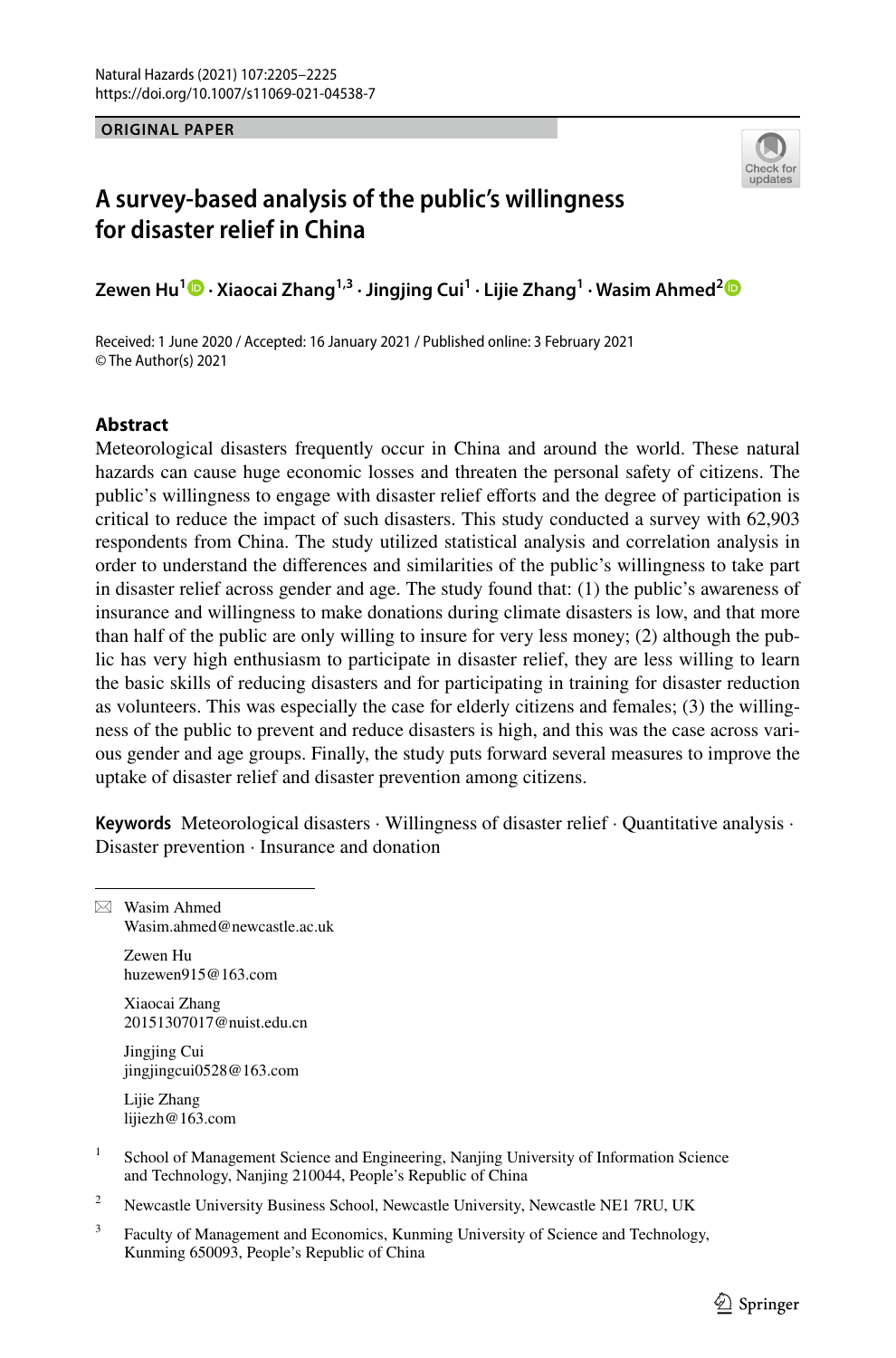ORIGINAL PAPER

# A survey-based analysis of the public's willingness for disaster relief in China

**Zewen Hu[1] · Xiaocai Zhang[1,3] · Jingjing Cui[1] · Lijie Zhang[1] · Wasim Ahmed[2]**

Received: 1 June 2020 / Accepted: 16 January 2021 / Published online: 3 February 2021
© The Author(s) 2021

## Abstract

Meteorological disasters frequently occur in China and around the world. These natural hazards can cause huge economic losses and threaten the personal safety of citizens. The public's willingness to engage with disaster relief efforts and the degree of participation is critical to reduce the impact of such disasters. This study conducted a survey with 62,903 respondents from China. The study utilized statistical analysis and correlation analysis in order to understand the differences and similarities of the public's willingness to take part in disaster relief across gender and age. The study found that: (1) the public's awareness of insurance and willingness to make donations during climate disasters is low, and that more than half of the public are only willing to insure for very less money; (2) although the public has very high enthusiasm to participate in disaster relief, they are less willing to learn the basic skills of reducing disasters and for participating in training for disaster reduction as volunteers. This was especially the case for elderly citizens and females; (3) the willingness of the public to prevent and reduce disasters is high, and this was the case across various gender and age groups. Finally, the study puts forward several measures to improve the uptake of disaster relief and disaster prevention among citizens.

**Keywords** Meteorological disasters · Willingness of disaster relief · Quantitative analysis · Disaster prevention · Insurance and donation

---

✉ Wasim Ahmed
Wasim.ahmed@newcastle.ac.uk

Zewen Hu
huzewen915@163.com

Xiaocai Zhang
20151307017@nuist.edu.cn

Jingjing Cui
jingjingcui0528@163.com

Lijie Zhang
lijiezh@163.com

[1] School of Management Science and Engineering, Nanjing University of Information Science and Technology, Nanjing 210044, People's Republic of China

[2] Newcastle University Business School, Newcastle University, Newcastle NE1 7RU, UK

[3] Faculty of Management and Economics, Kunming University of Science and Technology, Kunming 650093, People's Republic of China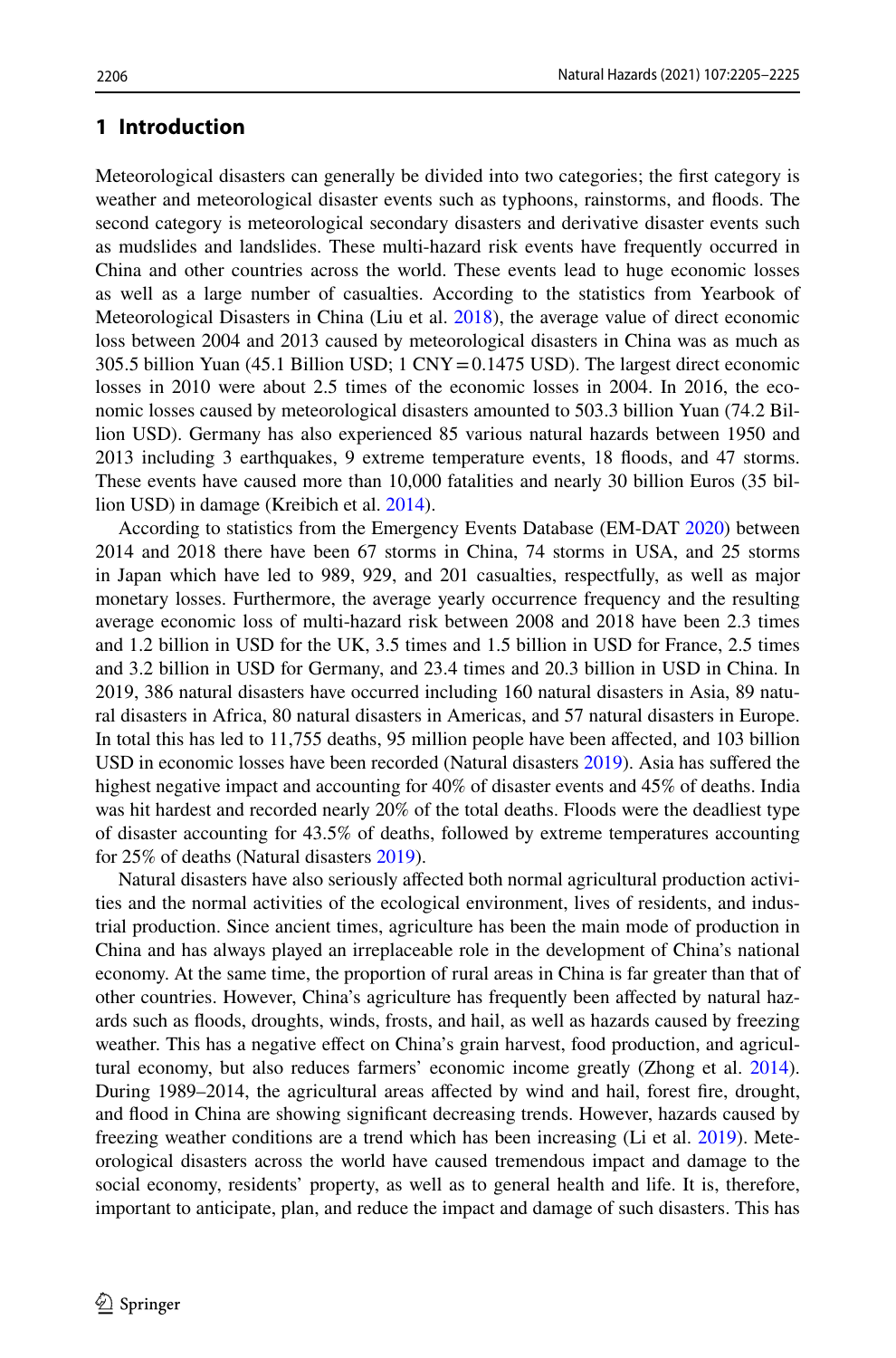## 1 Introduction

Meteorological disasters can generally be divided into two categories; the first category is weather and meteorological disaster events such as typhoons, rainstorms, and floods. The second category is meteorological secondary disasters and derivative disaster events such as mudslides and landslides. These multi-hazard risk events have frequently occurred in China and other countries across the world. These events lead to huge economic losses as well as a large number of casualties. According to the statistics from Yearbook of Meteorological Disasters in China (Liu et al. 2018), the average value of direct economic loss between 2004 and 2013 caused by meteorological disasters in China was as much as 305.5 billion Yuan (45.1 Billion USD; 1 CNY = 0.1475 USD). The largest direct economic losses in 2010 were about 2.5 times of the economic losses in 2004. In 2016, the economic losses caused by meteorological disasters amounted to 503.3 billion Yuan (74.2 Billion USD). Germany has also experienced 85 various natural hazards between 1950 and 2013 including 3 earthquakes, 9 extreme temperature events, 18 floods, and 47 storms. These events have caused more than 10,000 fatalities and nearly 30 billion Euros (35 billion USD) in damage (Kreibich et al. 2014).

According to statistics from the Emergency Events Database (EM-DAT 2020) between 2014 and 2018 there have been 67 storms in China, 74 storms in USA, and 25 storms in Japan which have led to 989, 929, and 201 casualties, respectfully, as well as major monetary losses. Furthermore, the average yearly occurrence frequency and the resulting average economic loss of multi-hazard risk between 2008 and 2018 have been 2.3 times and 1.2 billion in USD for the UK, 3.5 times and 1.5 billion in USD for France, 2.5 times and 3.2 billion in USD for Germany, and 23.4 times and 20.3 billion in USD in China. In 2019, 386 natural disasters have occurred including 160 natural disasters in Asia, 89 natural disasters in Africa, 80 natural disasters in Americas, and 57 natural disasters in Europe. In total this has led to 11,755 deaths, 95 million people have been affected, and 103 billion USD in economic losses have been recorded (Natural disasters 2019). Asia has suffered the highest negative impact and accounting for 40% of disaster events and 45% of deaths. India was hit hardest and recorded nearly 20% of the total deaths. Floods were the deadliest type of disaster accounting for 43.5% of deaths, followed by extreme temperatures accounting for 25% of deaths (Natural disasters 2019).

Natural disasters have also seriously affected both normal agricultural production activities and the normal activities of the ecological environment, lives of residents, and industrial production. Since ancient times, agriculture has been the main mode of production in China and has always played an irreplaceable role in the development of China's national economy. At the same time, the proportion of rural areas in China is far greater than that of other countries. However, China's agriculture has frequently been affected by natural hazards such as floods, droughts, winds, frosts, and hail, as well as hazards caused by freezing weather. This has a negative effect on China's grain harvest, food production, and agricultural economy, but also reduces farmers' economic income greatly (Zhong et al. 2014). During 1989–2014, the agricultural areas affected by wind and hail, forest fire, drought, and flood in China are showing significant decreasing trends. However, hazards caused by freezing weather conditions are a trend which has been increasing (Li et al. 2019). Meteorological disasters across the world have caused tremendous impact and damage to the social economy, residents' property, as well as to general health and life. It is, therefore, important to anticipate, plan, and reduce the impact and damage of such disasters. This has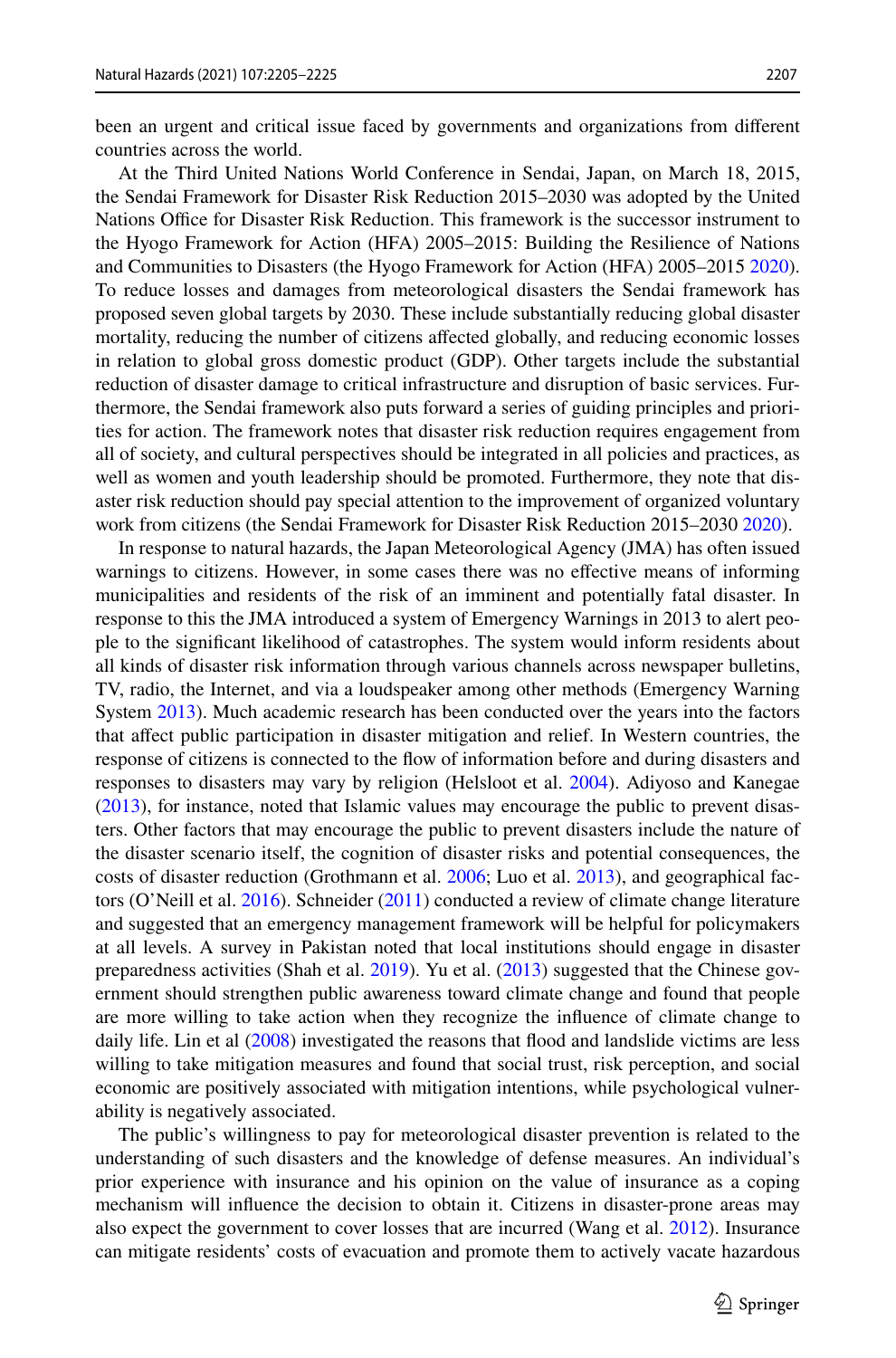been an urgent and critical issue faced by governments and organizations from different countries across the world.

At the Third United Nations World Conference in Sendai, Japan, on March 18, 2015, the Sendai Framework for Disaster Risk Reduction 2015–2030 was adopted by the United Nations Office for Disaster Risk Reduction. This framework is the successor instrument to the Hyogo Framework for Action (HFA) 2005–2015: Building the Resilience of Nations and Communities to Disasters (the Hyogo Framework for Action (HFA) 2005–2015 2020). To reduce losses and damages from meteorological disasters the Sendai framework has proposed seven global targets by 2030. These include substantially reducing global disaster mortality, reducing the number of citizens affected globally, and reducing economic losses in relation to global gross domestic product (GDP). Other targets include the substantial reduction of disaster damage to critical infrastructure and disruption of basic services. Furthermore, the Sendai framework also puts forward a series of guiding principles and priorities for action. The framework notes that disaster risk reduction requires engagement from all of society, and cultural perspectives should be integrated in all policies and practices, as well as women and youth leadership should be promoted. Furthermore, they note that disaster risk reduction should pay special attention to the improvement of organized voluntary work from citizens (the Sendai Framework for Disaster Risk Reduction 2015–2030 2020).

In response to natural hazards, the Japan Meteorological Agency (JMA) has often issued warnings to citizens. However, in some cases there was no effective means of informing municipalities and residents of the risk of an imminent and potentially fatal disaster. In response to this the JMA introduced a system of Emergency Warnings in 2013 to alert people to the significant likelihood of catastrophes. The system would inform residents about all kinds of disaster risk information through various channels across newspaper bulletins, TV, radio, the Internet, and via a loudspeaker among other methods (Emergency Warning System 2013). Much academic research has been conducted over the years into the factors that affect public participation in disaster mitigation and relief. In Western countries, the response of citizens is connected to the flow of information before and during disasters and responses to disasters may vary by religion (Helsloot et al. 2004). Adiyoso and Kanegae (2013), for instance, noted that Islamic values may encourage the public to prevent disasters. Other factors that may encourage the public to prevent disasters include the nature of the disaster scenario itself, the cognition of disaster risks and potential consequences, the costs of disaster reduction (Grothmann et al. 2006; Luo et al. 2013), and geographical factors (O'Neill et al. 2016). Schneider (2011) conducted a review of climate change literature and suggested that an emergency management framework will be helpful for policymakers at all levels. A survey in Pakistan noted that local institutions should engage in disaster preparedness activities (Shah et al. 2019). Yu et al. (2013) suggested that the Chinese government should strengthen public awareness toward climate change and found that people are more willing to take action when they recognize the influence of climate change to daily life. Lin et al (2008) investigated the reasons that flood and landslide victims are less willing to take mitigation measures and found that social trust, risk perception, and social economic are positively associated with mitigation intentions, while psychological vulnerability is negatively associated.

The public's willingness to pay for meteorological disaster prevention is related to the understanding of such disasters and the knowledge of defense measures. An individual's prior experience with insurance and his opinion on the value of insurance as a coping mechanism will influence the decision to obtain it. Citizens in disaster-prone areas may also expect the government to cover losses that are incurred (Wang et al. 2012). Insurance can mitigate residents' costs of evacuation and promote them to actively vacate hazardous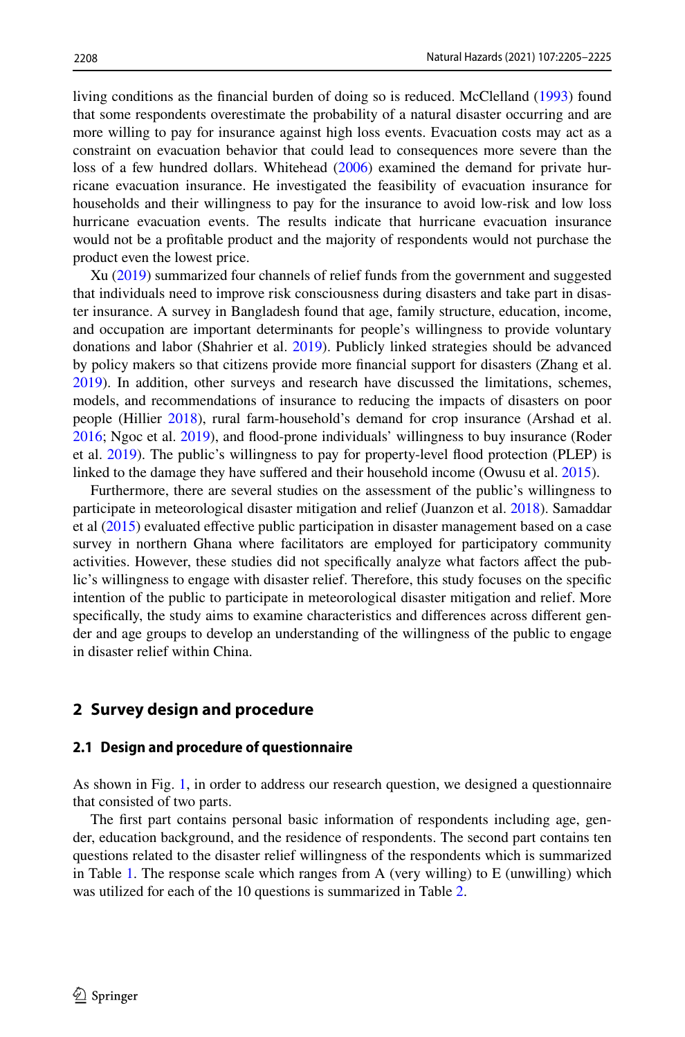living conditions as the financial burden of doing so is reduced. McClelland (1993) found that some respondents overestimate the probability of a natural disaster occurring and are more willing to pay for insurance against high loss events. Evacuation costs may act as a constraint on evacuation behavior that could lead to consequences more severe than the loss of a few hundred dollars. Whitehead (2006) examined the demand for private hurricane evacuation insurance. He investigated the feasibility of evacuation insurance for households and their willingness to pay for the insurance to avoid low-risk and low loss hurricane evacuation events. The results indicate that hurricane evacuation insurance would not be a profitable product and the majority of respondents would not purchase the product even the lowest price.

Xu (2019) summarized four channels of relief funds from the government and suggested that individuals need to improve risk consciousness during disasters and take part in disaster insurance. A survey in Bangladesh found that age, family structure, education, income, and occupation are important determinants for people's willingness to provide voluntary donations and labor (Shahrier et al. 2019). Publicly linked strategies should be advanced by policy makers so that citizens provide more financial support for disasters (Zhang et al. 2019). In addition, other surveys and research have discussed the limitations, schemes, models, and recommendations of insurance to reducing the impacts of disasters on poor people (Hillier 2018), rural farm-household's demand for crop insurance (Arshad et al. 2016; Ngoc et al. 2019), and flood-prone individuals' willingness to buy insurance (Roder et al. 2019). The public's willingness to pay for property-level flood protection (PLEP) is linked to the damage they have suffered and their household income (Owusu et al. 2015).

Furthermore, there are several studies on the assessment of the public's willingness to participate in meteorological disaster mitigation and relief (Juanzon et al. 2018). Samaddar et al (2015) evaluated effective public participation in disaster management based on a case survey in northern Ghana where facilitators are employed for participatory community activities. However, these studies did not specifically analyze what factors affect the public's willingness to engage with disaster relief. Therefore, this study focuses on the specific intention of the public to participate in meteorological disaster mitigation and relief. More specifically, the study aims to examine characteristics and differences across different gender and age groups to develop an understanding of the willingness of the public to engage in disaster relief within China.

## 2 Survey design and procedure

### 2.1 Design and procedure of questionnaire

As shown in Fig. 1, in order to address our research question, we designed a questionnaire that consisted of two parts.

The first part contains personal basic information of respondents including age, gender, education background, and the residence of respondents. The second part contains ten questions related to the disaster relief willingness of the respondents which is summarized in Table 1. The response scale which ranges from A (very willing) to E (unwilling) which was utilized for each of the 10 questions is summarized in Table 2.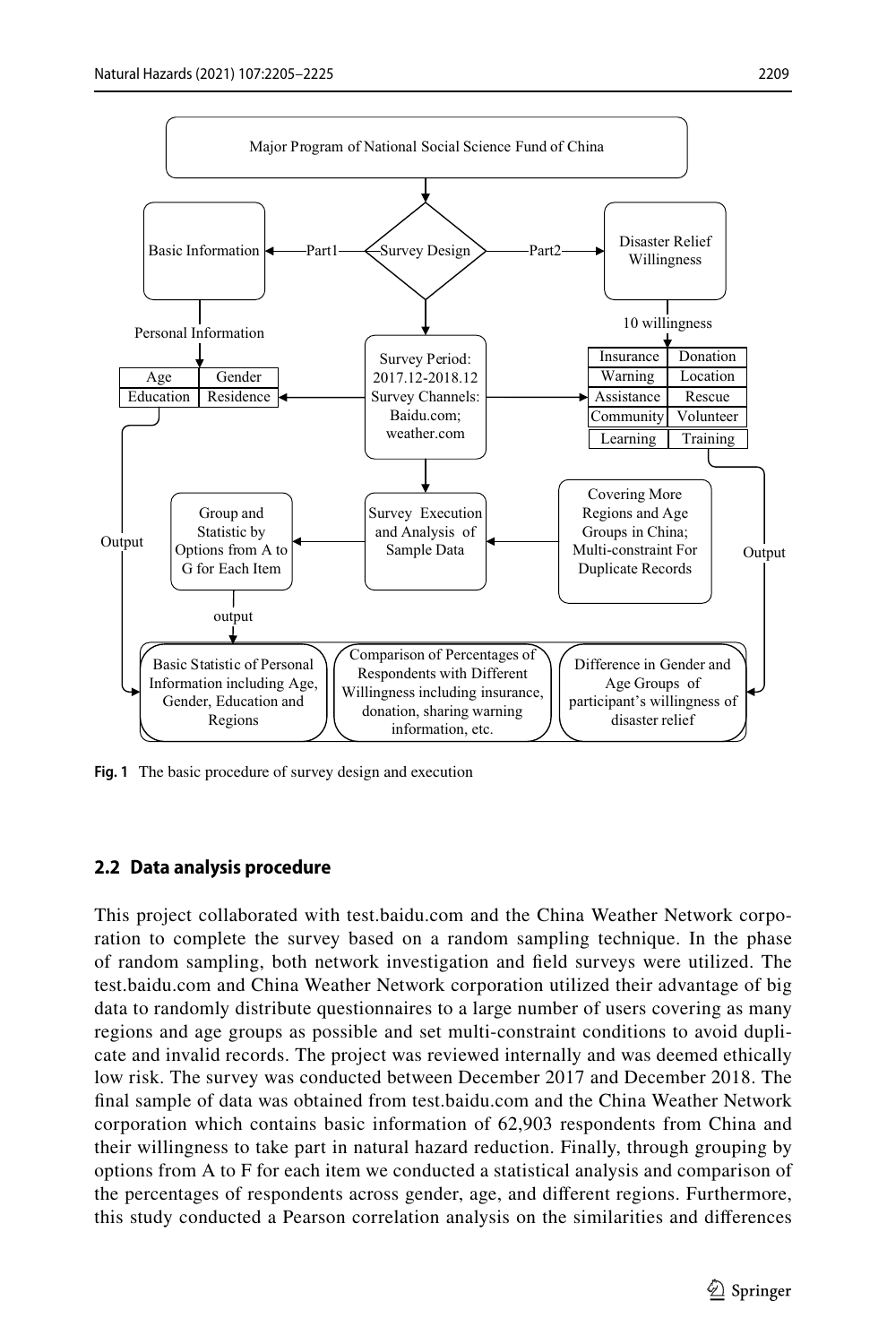Fig. 1 The basic procedure of survey design and execution

## 2.2 Data analysis procedure

This project collaborated with test.baidu.com and the China Weather Network corporation to complete the survey based on a random sampling technique. In the phase of random sampling, both network investigation and field surveys were utilized. The test.baidu.com and China Weather Network corporation utilized their advantage of big data to randomly distribute questionnaires to a large number of users covering as many regions and age groups as possible and set multi-constraint conditions to avoid duplicate and invalid records. The project was reviewed internally and was deemed ethically low risk. The survey was conducted between December 2017 and December 2018. The final sample of data was obtained from test.baidu.com and the China Weather Network corporation which contains basic information of 62,903 respondents from China and their willingness to take part in natural hazard reduction. Finally, through grouping by options from A to F for each item we conducted a statistical analysis and comparison of the percentages of respondents across gender, age, and different regions. Furthermore, this study conducted a Pearson correlation analysis on the similarities and differences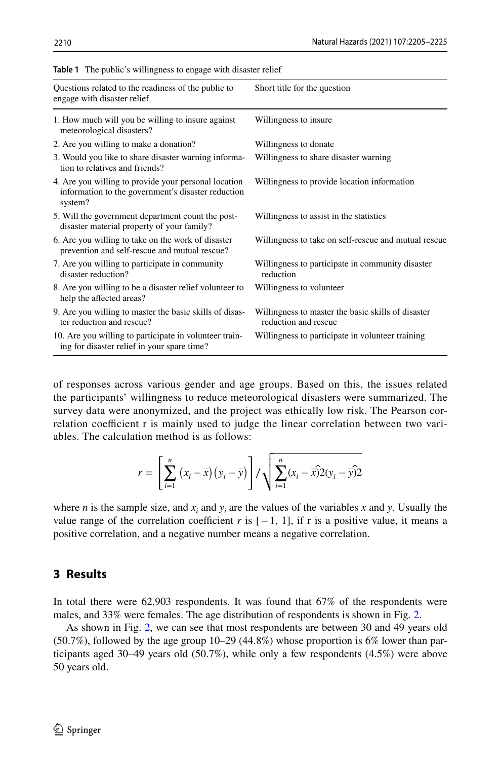**Table 1** The public's willingness to engage with disaster relief

| Questions related to the readiness of the public to engage with disaster relief | Short title for the question |
|---|---|
| 1. How much will you be willing to insure against meteorological disasters? | Willingness to insure |
| 2. Are you willing to make a donation? | Willingness to donate |
| 3. Would you like to share disaster warning information to relatives and friends? | Willingness to share disaster warning |
| 4. Are you willing to provide your personal location information to the government's disaster reduction system? | Willingness to provide location information |
| 5. Will the government department count the post-disaster material property of your family? | Willingness to assist in the statistics |
| 6. Are you willing to take on the work of disaster prevention and self-rescue and mutual rescue? | Willingness to take on self-rescue and mutual rescue |
| 7. Are you willing to participate in community disaster reduction? | Willingness to participate in community disaster reduction |
| 8. Are you willing to be a disaster relief volunteer to help the affected areas? | Willingness to volunteer |
| 9. Are you willing to master the basic skills of disaster reduction and rescue? | Willingness to master the basic skills of disaster reduction and rescue |
| 10. Are you willing to participate in volunteer training for disaster relief in your spare time? | Willingness to participate in volunteer training |

of responses across various gender and age groups. Based on this, the issues related the participants' willingness to reduce meteorological disasters were summarized. The survey data were anonymized, and the project was ethically low risk. The Pearson correlation coefficient r is mainly used to judge the linear correlation between two variables. The calculation method is as follows:

$$r = \left[ \sum_{i=1}^{n} \left( x_i - \overline{x} \right) \left( y_i - \overline{y} \right) \right] / \sqrt{\sum_{i=1}^{n} (x_i - \widehat{\overline{x}})2 (y_i - \widehat{\overline{y}})2}$$

where $n$ is the sample size, and $x_i$ and $y_i$ are the values of the variables $x$ and $y$. Usually the value range of the correlation coefficient $r$ is $[-1, 1]$, if r is a positive value, it means a positive correlation, and a negative number means a negative correlation.

## 3 Results

In total there were 62,903 respondents. It was found that 67% of the respondents were males, and 33% were females. The age distribution of respondents is shown in Fig. 2.

As shown in Fig. 2, we can see that most respondents are between 30 and 49 years old (50.7%), followed by the age group 10–29 (44.8%) whose proportion is 6% lower than participants aged 30–49 years old (50.7%), while only a few respondents (4.5%) were above 50 years old.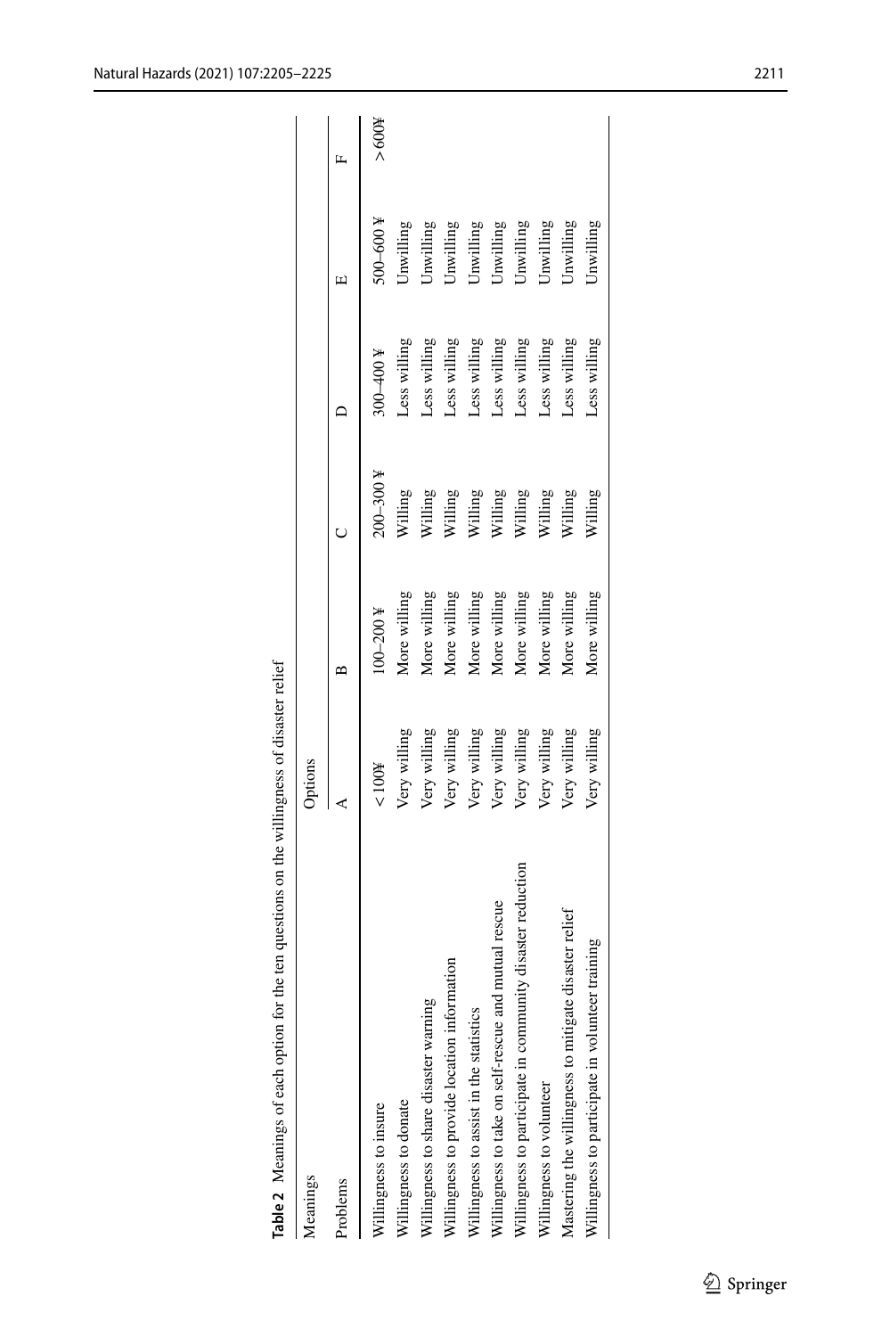**Table 2** Meanings of each option for the ten questions on the willingness of disaster relief

| Meanings | Options | | | | | |
|---|---|---|---|---|---|---|
| Problems | A | B | C | D | E | F |
| Willingness to insure | < 100¥ | 100–200 ¥ | 200–300 ¥ | 300–400 ¥ | 500–600 ¥ | > 600¥ |
| Willingness to donate | Very willing | More willing | Willing | Less willing | Unwilling | |
| Willingness to share disaster warning | Very willing | More willing | Willing | Less willing | Unwilling | |
| Willingness to provide location information | Very willing | More willing | Willing | Less willing | Unwilling | |
| Willingness to assist in the statistics | Very willing | More willing | Willing | Less willing | Unwilling | |
| Willingness to take on self-rescue and mutual rescue | Very willing | More willing | Willing | Less willing | Unwilling | |
| Willingness to participate in community disaster reduction | Very willing | More willing | Willing | Less willing | Unwilling | |
| Willingness to volunteer | Very willing | More willing | Willing | Less willing | Unwilling | |
| Mastering the willingness to mitigate disaster relief | Very willing | More willing | Willing | Less willing | Unwilling | |
| Willingness to participate in volunteer training | Very willing | More willing | Willing | Less willing | Unwilling | |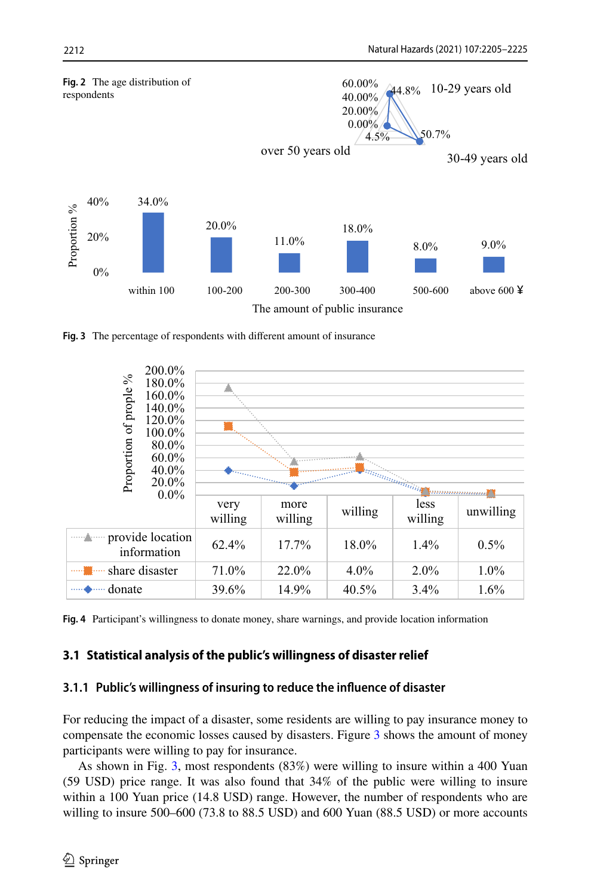**Fig. 2** The age distribution of respondents

| Age group | Proportion |
| --- | --- |
| 10-29 years old | 44.8% |
| 30-49 years old | 50.7% |
| over 50 years old | 4.5% |

| The amount of public insurance | within 100 | 100-200 | 200-300 | 300-400 | 500-600 | above 600 ¥ |
| --- | --- | --- | --- | --- | --- | --- |
| Proportion % | 34.0% | 20.0% | 11.0% | 18.0% | 8.0% | 9.0% |

**Fig. 3** The percentage of respondents with different amount of insurance

| | very willing | more willing | willing | less willing | unwilling |
| --- | --- | --- | --- | --- | --- |
| provide location information | 62.4% | 17.7% | 18.0% | 1.4% | 0.5% |
| share disaster | 71.0% | 22.0% | 4.0% | 2.0% | 1.0% |
| donate | 39.6% | 14.9% | 40.5% | 3.4% | 1.6% |

**Fig. 4** Participant's willingness to donate money, share warnings, and provide location information

## 3.1 Statistical analysis of the public's willingness of disaster relief

### 3.1.1 Public's willingness of insuring to reduce the influence of disaster

For reducing the impact of a disaster, some residents are willing to pay insurance money to compensate the economic losses caused by disasters. Figure 3 shows the amount of money participants were willing to pay for insurance.

As shown in Fig. 3, most respondents (83%) were willing to insure within a 400 Yuan (59 USD) price range. It was also found that 34% of the public were willing to insure within a 100 Yuan price (14.8 USD) range. However, the number of respondents who are willing to insure 500–600 (73.8 to 88.5 USD) and 600 Yuan (88.5 USD) or more accounts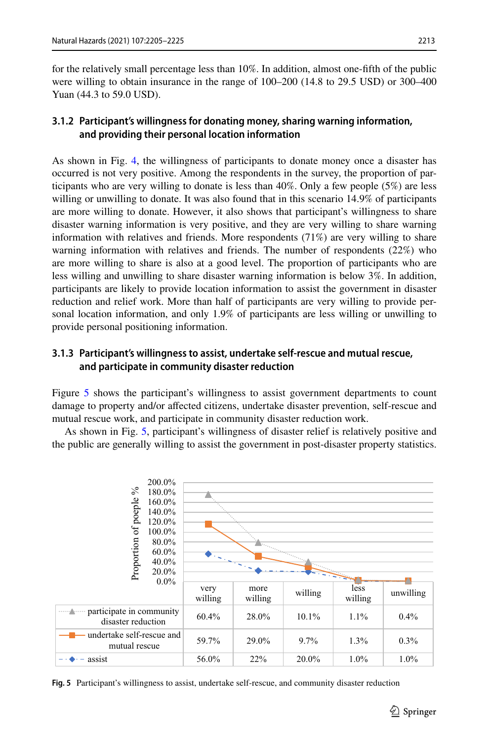for the relatively small percentage less than 10%. In addition, almost one-fifth of the public were willing to obtain insurance in the range of 100–200 (14.8 to 29.5 USD) or 300–400 Yuan (44.3 to 59.0 USD).

#### 3.1.2 Participant's willingness for donating money, sharing warning information, and providing their personal location information

As shown in Fig. 4, the willingness of participants to donate money once a disaster has occurred is not very positive. Among the respondents in the survey, the proportion of participants who are very willing to donate is less than 40%. Only a few people (5%) are less willing or unwilling to donate. It was also found that in this scenario 14.9% of participants are more willing to donate. However, it also shows that participant's willingness to share disaster warning information is very positive, and they are very willing to share warning information with relatives and friends. More respondents (71%) are very willing to share warning information with relatives and friends. The number of respondents (22%) who are more willing to share is also at a good level. The proportion of participants who are less willing and unwilling to share disaster warning information is below 3%. In addition, participants are likely to provide location information to assist the government in disaster reduction and relief work. More than half of participants are very willing to provide personal location information, and only 1.9% of participants are less willing or unwilling to provide personal positioning information.

#### 3.1.3 Participant's willingness to assist, undertake self-rescue and mutual rescue, and participate in community disaster reduction

Figure 5 shows the participant's willingness to assist government departments to count damage to property and/or affected citizens, undertake disaster prevention, self-rescue and mutual rescue work, and participate in community disaster reduction work.

As shown in Fig. 5, participant's willingness of disaster relief is relatively positive and the public are generally willing to assist the government in post-disaster property statistics.

| | very willing | more willing | willing | less willing | unwilling |
|---|---|---|---|---|---|
| participate in community disaster reduction | 60.4% | 28.0% | 10.1% | 1.1% | 0.4% |
| undertake self-rescue and mutual rescue | 59.7% | 29.0% | 9.7% | 1.3% | 0.3% |
| assist | 56.0% | 22% | 20.0% | 1.0% | 1.0% |

**Fig. 5** Participant's willingness to assist, undertake self-rescue, and community disaster reduction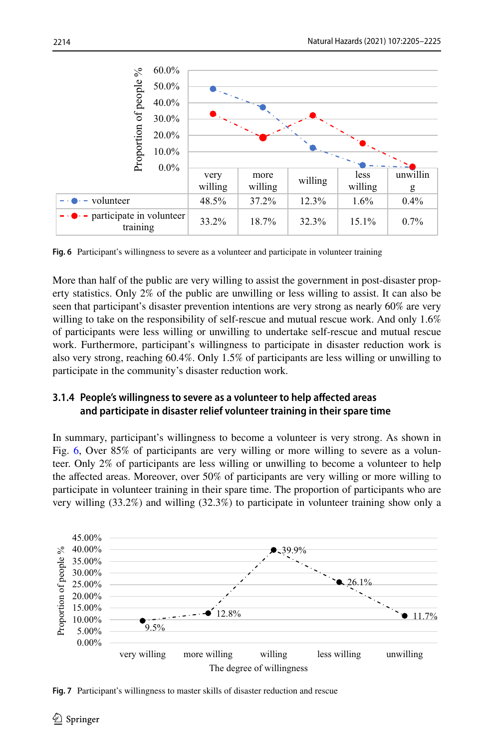| | very willing | more willing | willing | less willing | unwilling |
|---|---|---|---|---|---|
| volunteer | 48.5% | 37.2% | 12.3% | 1.6% | 0.4% |
| participate in volunteer training | 33.2% | 18.7% | 32.3% | 15.1% | 0.7% |

**Fig. 6** Participant's willingness to severe as a volunteer and participate in volunteer training

More than half of the public are very willing to assist the government in post-disaster property statistics. Only 2% of the public are unwilling or less willing to assist. It can also be seen that participant's disaster prevention intentions are very strong as nearly 60% are very willing to take on the responsibility of self-rescue and mutual rescue work. And only 1.6% of participants were less willing or unwilling to undertake self-rescue and mutual rescue work. Furthermore, participant's willingness to participate in disaster reduction work is also very strong, reaching 60.4%. Only 1.5% of participants are less willing or unwilling to participate in the community's disaster reduction work.

#### 3.1.4 People's willingness to severe as a volunteer to help affected areas and participate in disaster relief volunteer training in their spare time

In summary, participant's willingness to become a volunteer is very strong. As shown in Fig. 6, Over 85% of participants are very willing or more willing to severe as a volunteer. Only 2% of participants are less willing or unwilling to become a volunteer to help the affected areas. Moreover, over 50% of participants are very willing or more willing to participate in volunteer training in their spare time. The proportion of participants who are very willing (33.2%) and willing (32.3%) to participate in volunteer training show only a

| The degree of willingness | very willing | more willing | willing | less willing | unwilling |
|---|---|---|---|---|---|
| Proportion of people % | 9.5% | 12.8% | 39.9% | 26.1% | 11.7% |

**Fig. 7** Participant's willingness to master skills of disaster reduction and rescue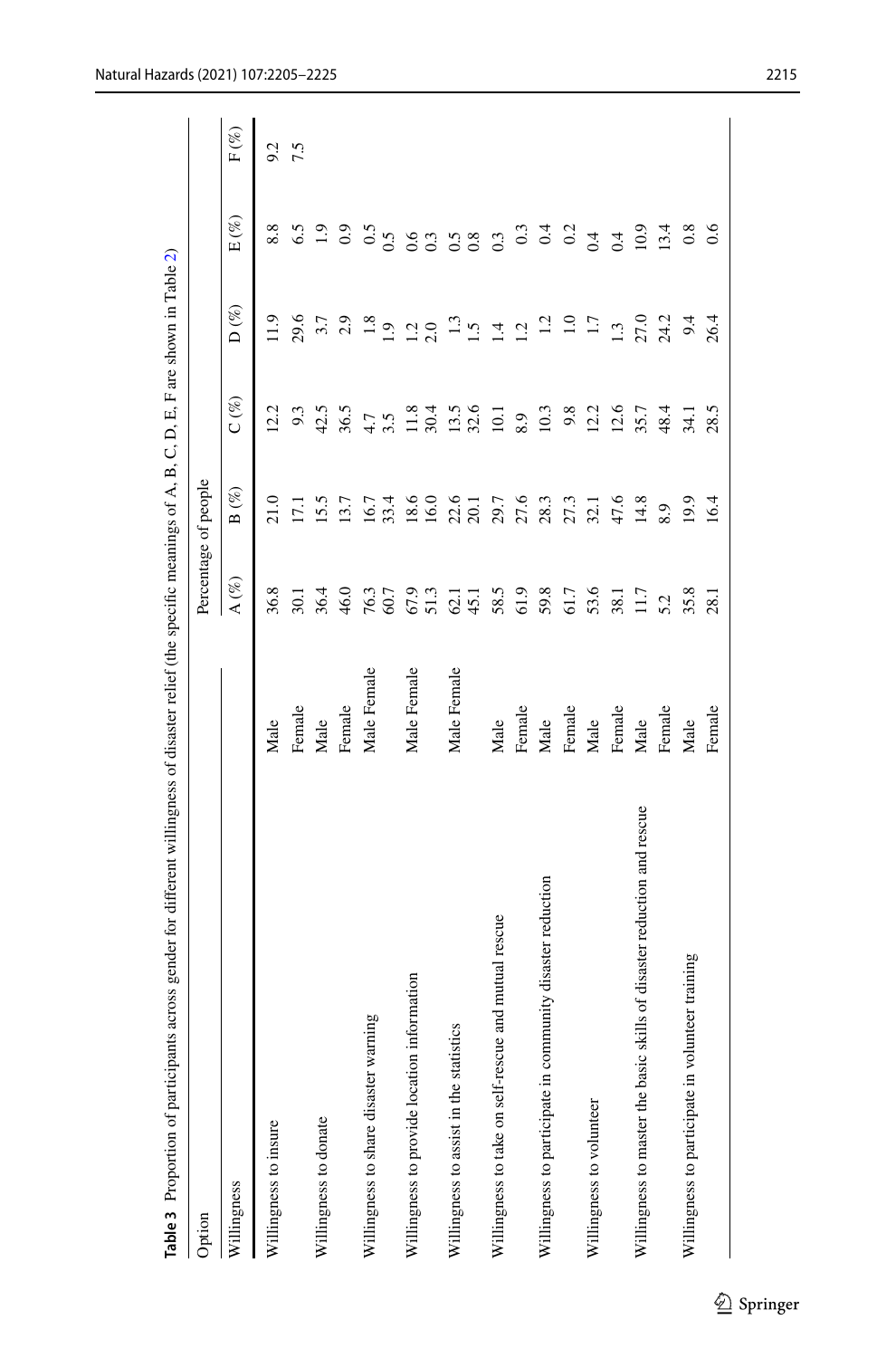**Table 3** Proportion of participants across gender for different willingness of disaster relief (the specific meanings of A, B, C, D, E, F are shown in Table 2)

| Option | | Percentage of people | | | | | |
|---|---|---|---|---|---|---|---|
| Willingness | | A (%) | B (%) | C (%) | D (%) | E (%) | F (%) |
| Willingness to insure | Male | 36.8 | 21.0 | 12.2 | 11.9 | 8.8 | 9.2 |
| | Female | 30.1 | 17.1 | 9.3 | 29.6 | 6.5 | 7.5 |
| Willingness to donate | Male | 36.4 | 15.5 | 42.5 | 3.7 | 1.9 | |
| | Female | 46.0 | 13.7 | 36.5 | 2.9 | 0.9 | |
| Willingness to share disaster warning | Male Female | 76.3 | 16.7 | 4.7 | 1.8 | 0.5 | |
| | | 60.7 | 33.4 | 3.5 | 1.9 | 0.5 | |
| Willingness to provide location information | Male Female | 67.9 | 18.6 | 11.8 | 1.2 | 0.6 | |
| | | 51.3 | 16.0 | 30.4 | 2.0 | 0.3 | |
| Willingness to assist in the statistics | Male Female | 62.1 | 22.6 | 13.5 | 1.3 | 0.5 | |
| | | 45.1 | 20.1 | 32.6 | 1.5 | 0.8 | |
| Willingness to take on self-rescue and mutual rescue | Male | 58.5 | 29.7 | 10.1 | 1.4 | 0.3 | |
| | Female | 61.9 | 27.6 | 8.9 | 1.2 | 0.3 | |
| Willingness to participate in community disaster reduction | Male | 59.8 | 28.3 | 10.3 | 1.2 | 0.4 | |
| | Female | 61.7 | 27.3 | 9.8 | 1.0 | 0.2 | |
| Willingness to volunteer | Male | 53.6 | 32.1 | 12.2 | 1.7 | 0.4 | |
| | Female | 38.1 | 47.6 | 12.6 | 1.3 | 0.4 | |
| Willingness to master the basic skills of disaster reduction and rescue | Male | 11.7 | 14.8 | 35.7 | 27.0 | 10.9 | |
| | Female | 5.2 | 8.9 | 48.4 | 24.2 | 13.4 | |
| Willingness to participate in volunteer training | Male | 35.8 | 19.9 | 34.1 | 9.4 | 0.8 | |
| | Female | 28.1 | 16.4 | 28.5 | 26.4 | 0.6 | |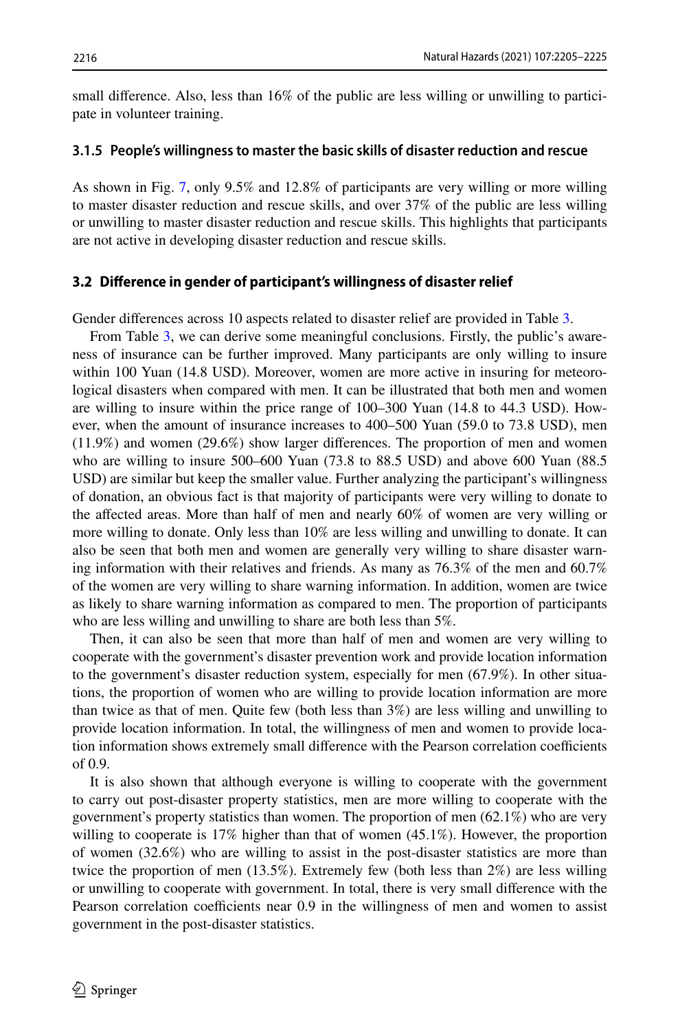small difference. Also, less than 16% of the public are less willing or unwilling to participate in volunteer training.

#### 3.1.5 People's willingness to master the basic skills of disaster reduction and rescue

As shown in Fig. 7, only 9.5% and 12.8% of participants are very willing or more willing to master disaster reduction and rescue skills, and over 37% of the public are less willing or unwilling to master disaster reduction and rescue skills. This highlights that participants are not active in developing disaster reduction and rescue skills.

### 3.2 Difference in gender of participant's willingness of disaster relief

Gender differences across 10 aspects related to disaster relief are provided in Table 3.

From Table 3, we can derive some meaningful conclusions. Firstly, the public's awareness of insurance can be further improved. Many participants are only willing to insure within 100 Yuan (14.8 USD). Moreover, women are more active in insuring for meteorological disasters when compared with men. It can be illustrated that both men and women are willing to insure within the price range of 100–300 Yuan (14.8 to 44.3 USD). However, when the amount of insurance increases to 400–500 Yuan (59.0 to 73.8 USD), men (11.9%) and women (29.6%) show larger differences. The proportion of men and women who are willing to insure 500–600 Yuan (73.8 to 88.5 USD) and above 600 Yuan (88.5 USD) are similar but keep the smaller value. Further analyzing the participant's willingness of donation, an obvious fact is that majority of participants were very willing to donate to the affected areas. More than half of men and nearly 60% of women are very willing or more willing to donate. Only less than 10% are less willing and unwilling to donate. It can also be seen that both men and women are generally very willing to share disaster warning information with their relatives and friends. As many as 76.3% of the men and 60.7% of the women are very willing to share warning information. In addition, women are twice as likely to share warning information as compared to men. The proportion of participants who are less willing and unwilling to share are both less than 5%.

Then, it can also be seen that more than half of men and women are very willing to cooperate with the government's disaster prevention work and provide location information to the government's disaster reduction system, especially for men (67.9%). In other situations, the proportion of women who are willing to provide location information are more than twice as that of men. Quite few (both less than 3%) are less willing and unwilling to provide location information. In total, the willingness of men and women to provide location information shows extremely small difference with the Pearson correlation coefficients of 0.9.

It is also shown that although everyone is willing to cooperate with the government to carry out post-disaster property statistics, men are more willing to cooperate with the government's property statistics than women. The proportion of men (62.1%) who are very willing to cooperate is 17% higher than that of women (45.1%). However, the proportion of women (32.6%) who are willing to assist in the post-disaster statistics are more than twice the proportion of men (13.5%). Extremely few (both less than 2%) are less willing or unwilling to cooperate with government. In total, there is very small difference with the Pearson correlation coefficients near 0.9 in the willingness of men and women to assist government in the post-disaster statistics.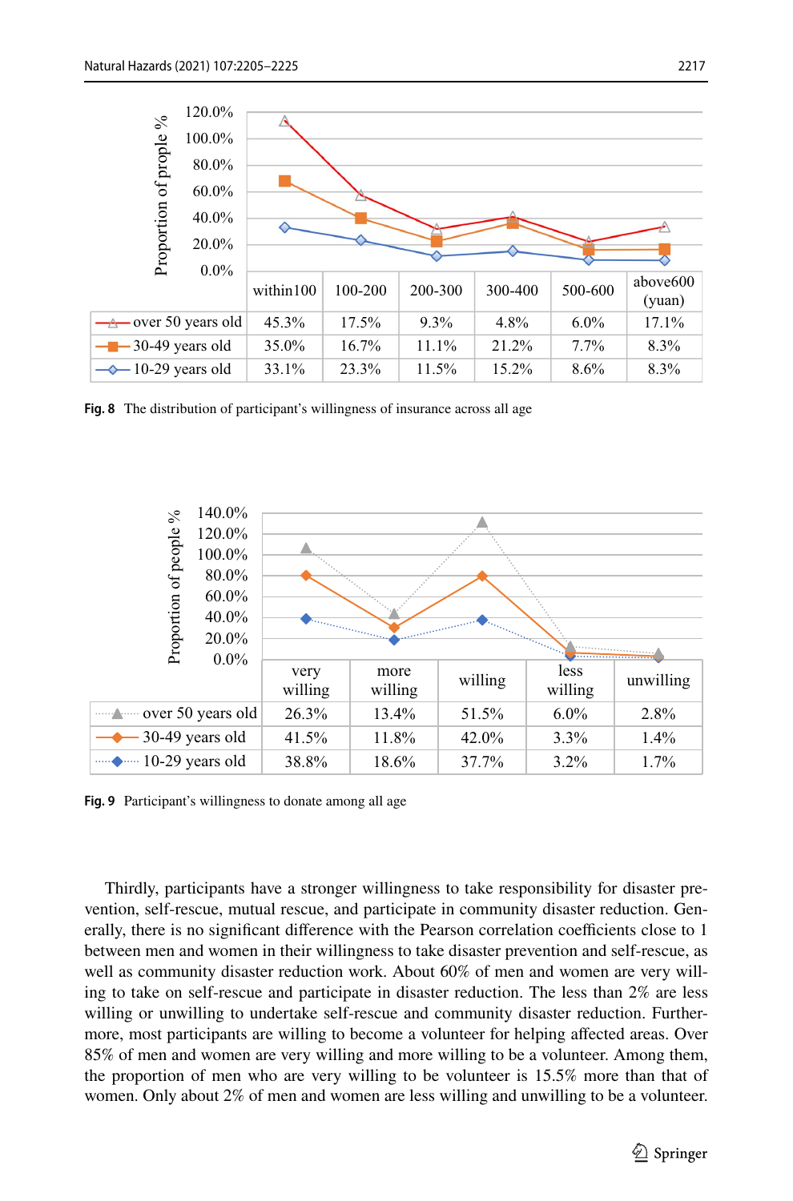| | within100 | 100-200 | 200-300 | 300-400 | 500-600 | above600 (yuan) |
|---|---|---|---|---|---|---|
| over 50 years old | 45.3% | 17.5% | 9.3% | 4.8% | 6.0% | 17.1% |
| 30-49 years old | 35.0% | 16.7% | 11.1% | 21.2% | 7.7% | 8.3% |
| 10-29 years old | 33.1% | 23.3% | 11.5% | 15.2% | 8.6% | 8.3% |

**Fig. 8** The distribution of participant's willingness of insurance across all age

| | very willing | more willing | willing | less willing | unwilling |
|---|---|---|---|---|---|
| over 50 years old | 26.3% | 13.4% | 51.5% | 6.0% | 2.8% |
| 30-49 years old | 41.5% | 11.8% | 42.0% | 3.3% | 1.4% |
| 10-29 years old | 38.8% | 18.6% | 37.7% | 3.2% | 1.7% |

**Fig. 9** Participant's willingness to donate among all age

Thirdly, participants have a stronger willingness to take responsibility for disaster prevention, self-rescue, mutual rescue, and participate in community disaster reduction. Generally, there is no significant difference with the Pearson correlation coefficients close to 1 between men and women in their willingness to take disaster prevention and self-rescue, as well as community disaster reduction work. About 60% of men and women are very willing to take on self-rescue and participate in disaster reduction. The less than 2% are less willing or unwilling to undertake self-rescue and community disaster reduction. Furthermore, most participants are willing to become a volunteer for helping affected areas. Over 85% of men and women are very willing and more willing to be a volunteer. Among them, the proportion of men who are very willing to be volunteer is 15.5% more than that of women. Only about 2% of men and women are less willing and unwilling to be a volunteer.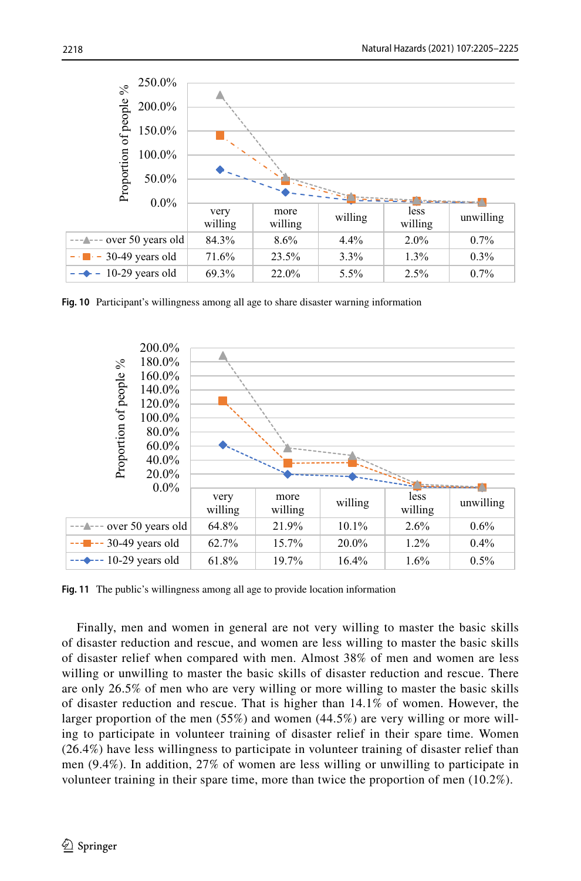| | very willing | more willing | willing | less willing | unwilling |
|---|---|---|---|---|---|
| over 50 years old | 84.3% | 8.6% | 4.4% | 2.0% | 0.7% |
| 30-49 years old | 71.6% | 23.5% | 3.3% | 1.3% | 0.3% |
| 10-29 years old | 69.3% | 22.0% | 5.5% | 2.5% | 0.7% |

**Fig. 10** Participant's willingness among all age to share disaster warning information

| | very willing | more willing | willing | less willing | unwilling |
|---|---|---|---|---|---|
| over 50 years old | 64.8% | 21.9% | 10.1% | 2.6% | 0.6% |
| 30-49 years old | 62.7% | 15.7% | 20.0% | 1.2% | 0.4% |
| 10-29 years old | 61.8% | 19.7% | 16.4% | 1.6% | 0.5% |

**Fig. 11** The public's willingness among all age to provide location information

Finally, men and women in general are not very willing to master the basic skills of disaster reduction and rescue, and women are less willing to master the basic skills of disaster relief when compared with men. Almost 38% of men and women are less willing or unwilling to master the basic skills of disaster reduction and rescue. There are only 26.5% of men who are very willing or more willing to master the basic skills of disaster reduction and rescue. That is higher than 14.1% of women. However, the larger proportion of the men (55%) and women (44.5%) are very willing or more willing to participate in volunteer training of disaster relief in their spare time. Women (26.4%) have less willingness to participate in volunteer training of disaster relief than men (9.4%). In addition, 27% of women are less willing or unwilling to participate in volunteer training in their spare time, more than twice the proportion of men (10.2%).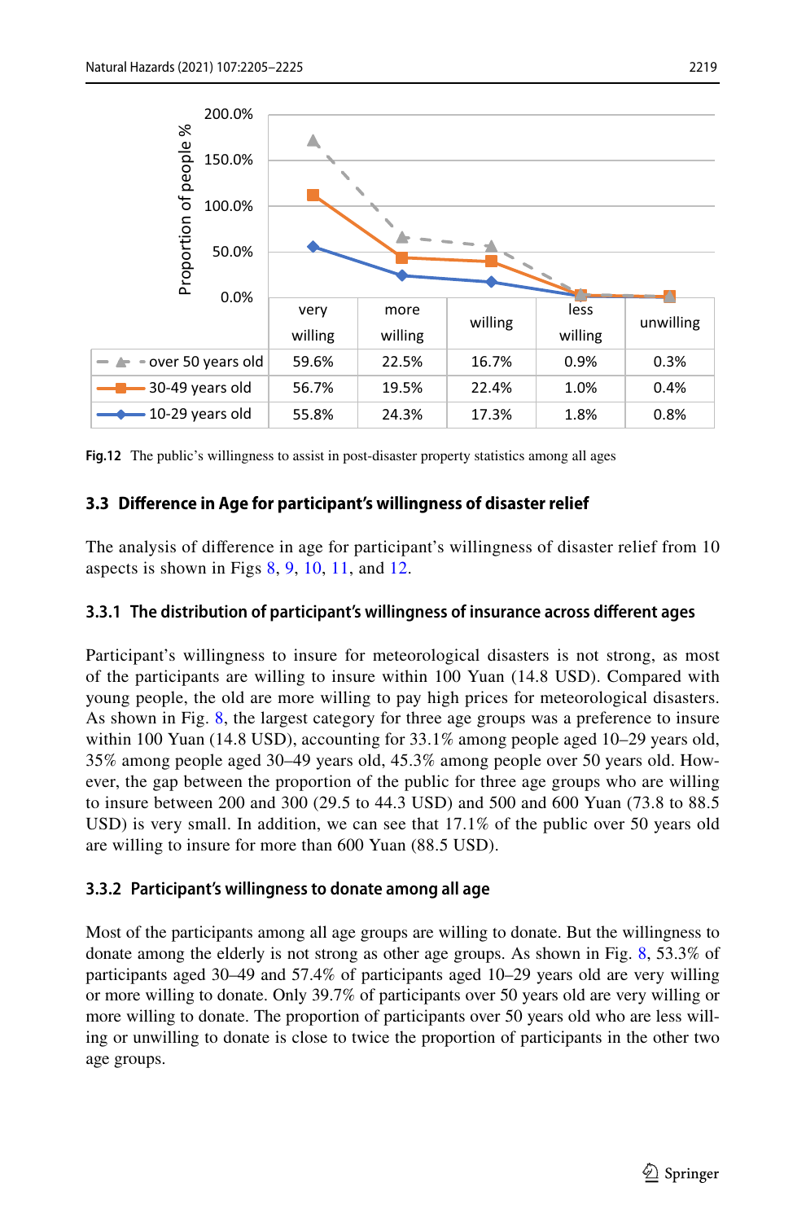|  | very willing | more willing | willing | less willing | unwilling |
|---|---|---|---|---|---|
| over 50 years old | 59.6% | 22.5% | 16.7% | 0.9% | 0.3% |
| 30-49 years old | 56.7% | 19.5% | 22.4% | 1.0% | 0.4% |
| 10-29 years old | 55.8% | 24.3% | 17.3% | 1.8% | 0.8% |

**Fig.12** The public's willingness to assist in post-disaster property statistics among all ages

### 3.3 Difference in Age for participant's willingness of disaster relief

The analysis of difference in age for participant's willingness of disaster relief from 10 aspects is shown in Figs 8, 9, 10, 11, and 12.

#### 3.3.1 The distribution of participant's willingness of insurance across different ages

Participant's willingness to insure for meteorological disasters is not strong, as most of the participants are willing to insure within 100 Yuan (14.8 USD). Compared with young people, the old are more willing to pay high prices for meteorological disasters. As shown in Fig. 8, the largest category for three age groups was a preference to insure within 100 Yuan (14.8 USD), accounting for 33.1% among people aged 10–29 years old, 35% among people aged 30–49 years old, 45.3% among people over 50 years old. However, the gap between the proportion of the public for three age groups who are willing to insure between 200 and 300 (29.5 to 44.3 USD) and 500 and 600 Yuan (73.8 to 88.5 USD) is very small. In addition, we can see that 17.1% of the public over 50 years old are willing to insure for more than 600 Yuan (88.5 USD).

#### 3.3.2 Participant's willingness to donate among all age

Most of the participants among all age groups are willing to donate. But the willingness to donate among the elderly is not strong as other age groups. As shown in Fig. 8, 53.3% of participants aged 30–49 and 57.4% of participants aged 10–29 years old are very willing or more willing to donate. Only 39.7% of participants over 50 years old are very willing or more willing to donate. The proportion of participants over 50 years old who are less willing or unwilling to donate is close to twice the proportion of participants in the other two age groups.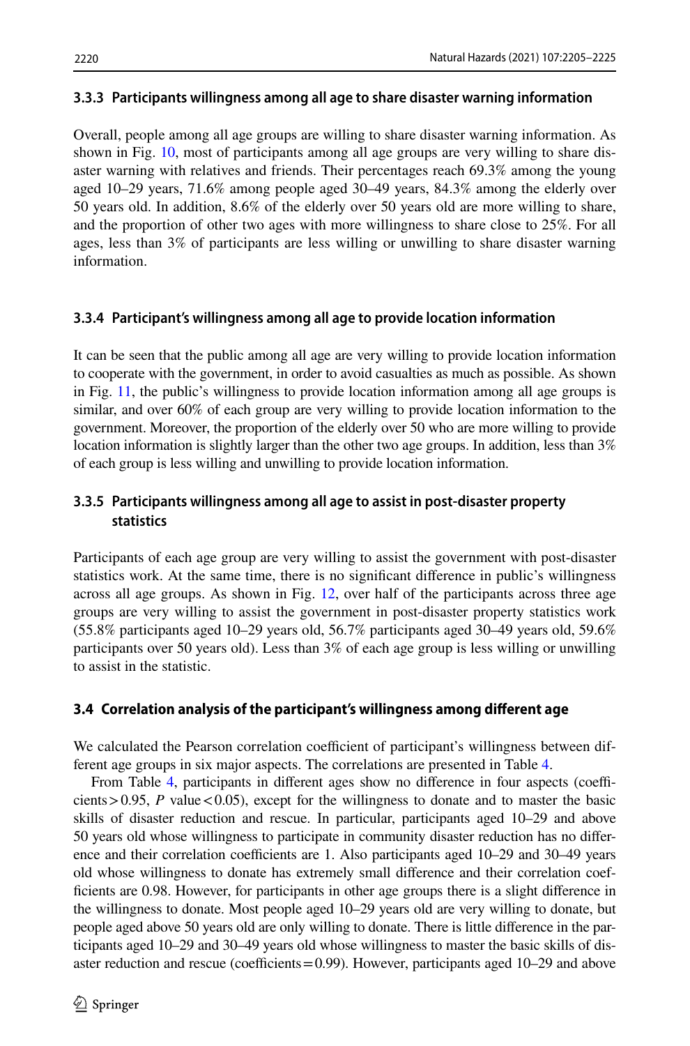### 3.3.3 Participants willingness among all age to share disaster warning information

Overall, people among all age groups are willing to share disaster warning information. As shown in Fig. 10, most of participants among all age groups are very willing to share disaster warning with relatives and friends. Their percentages reach 69.3% among the young aged 10–29 years, 71.6% among people aged 30–49 years, 84.3% among the elderly over 50 years old. In addition, 8.6% of the elderly over 50 years old are more willing to share, and the proportion of other two ages with more willingness to share close to 25%. For all ages, less than 3% of participants are less willing or unwilling to share disaster warning information.

### 3.3.4 Participant's willingness among all age to provide location information

It can be seen that the public among all age are very willing to provide location information to cooperate with the government, in order to avoid casualties as much as possible. As shown in Fig. 11, the public's willingness to provide location information among all age groups is similar, and over 60% of each group are very willing to provide location information to the government. Moreover, the proportion of the elderly over 50 who are more willing to provide location information is slightly larger than the other two age groups. In addition, less than 3% of each group is less willing and unwilling to provide location information.

### 3.3.5 Participants willingness among all age to assist in post-disaster property statistics

Participants of each age group are very willing to assist the government with post-disaster statistics work. At the same time, there is no significant difference in public's willingness across all age groups. As shown in Fig. 12, over half of the participants across three age groups are very willing to assist the government in post-disaster property statistics work (55.8% participants aged 10–29 years old, 56.7% participants aged 30–49 years old, 59.6% participants over 50 years old). Less than 3% of each age group is less willing or unwilling to assist in the statistic.

## 3.4 Correlation analysis of the participant's willingness among different age

We calculated the Pearson correlation coefficient of participant's willingness between different age groups in six major aspects. The correlations are presented in Table 4.

From Table 4, participants in different ages show no difference in four aspects (coefficients > 0.95, $P$ value < 0.05), except for the willingness to donate and to master the basic skills of disaster reduction and rescue. In particular, participants aged 10–29 and above 50 years old whose willingness to participate in community disaster reduction has no difference and their correlation coefficients are 1. Also participants aged 10–29 and 30–49 years old whose willingness to donate has extremely small difference and their correlation coefficients are 0.98. However, for participants in other age groups there is a slight difference in the willingness to donate. Most people aged 10–29 years old are very willing to donate, but people aged above 50 years old are only willing to donate. There is little difference in the participants aged 10–29 and 30–49 years old whose willingness to master the basic skills of disaster reduction and rescue (coefficients = 0.99). However, participants aged 10–29 and above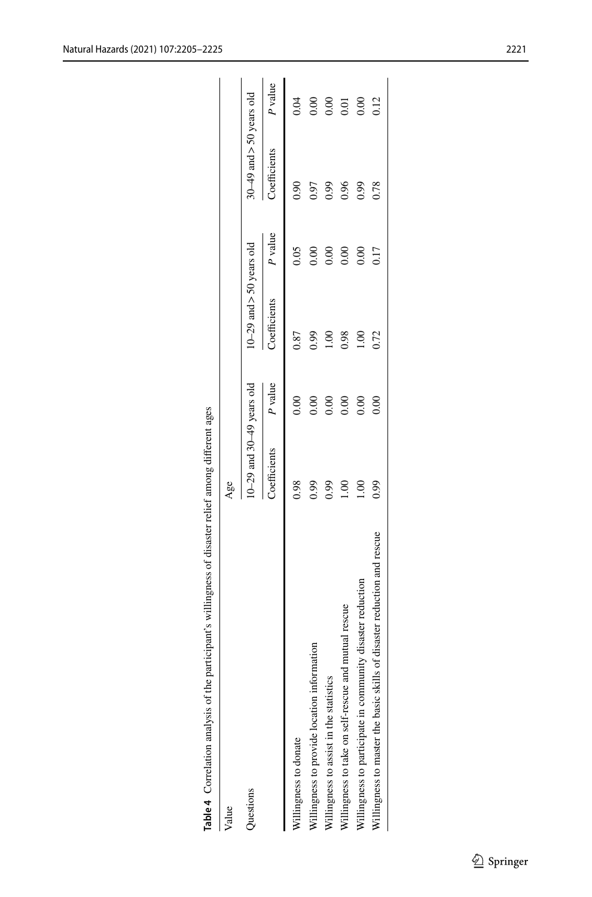**Table 4** Correlation analysis of the participant's willingness of disaster relief among different ages

| Value | Age | | | | | |
|---|---|---|---|---|---|---|
| Questions | 10–29 and 30–49 years old | | 10–29 and > 50 years old | | 30–49 and > 50 years old | |
| | Coefficients | *P* value | Coefficients | *P* value | Coefficients | *P* value |
| Willingness to donate | 0.98 | 0.00 | 0.87 | 0.05 | 0.90 | 0.04 |
| Willingness to provide location information | 0.99 | 0.00 | 0.99 | 0.00 | 0.97 | 0.00 |
| Willingness to assist in the statistics | 0.99 | 0.00 | 1.00 | 0.00 | 0.99 | 0.00 |
| Willingness to take on self-rescue and mutual rescue | 1.00 | 0.00 | 0.98 | 0.00 | 0.96 | 0.01 |
| Willingness to participate in community disaster reduction | 1.00 | 0.00 | 1.00 | 0.00 | 0.99 | 0.00 |
| Willingness to master the basic skills of disaster reduction and rescue | 0.99 | 0.00 | 0.72 | 0.17 | 0.78 | 0.12 |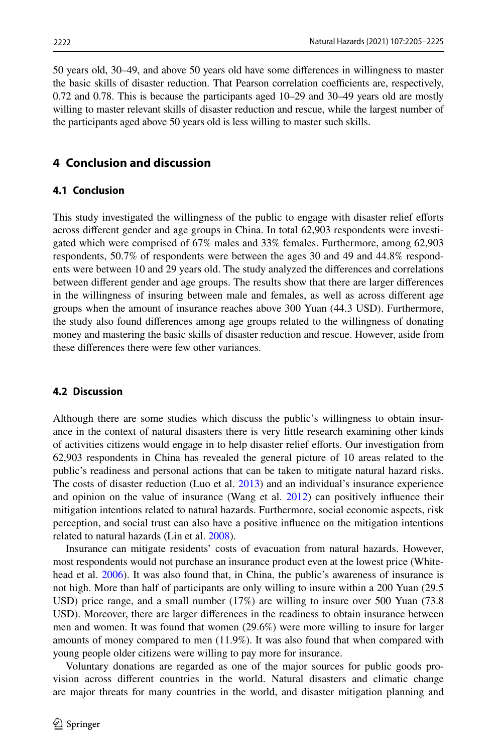50 years old, 30–49, and above 50 years old have some differences in willingness to master the basic skills of disaster reduction. That Pearson correlation coefficients are, respectively, 0.72 and 0.78. This is because the participants aged 10–29 and 30–49 years old are mostly willing to master relevant skills of disaster reduction and rescue, while the largest number of the participants aged above 50 years old is less willing to master such skills.

## 4 Conclusion and discussion

### 4.1 Conclusion

This study investigated the willingness of the public to engage with disaster relief efforts across different gender and age groups in China. In total 62,903 respondents were investigated which were comprised of 67% males and 33% females. Furthermore, among 62,903 respondents, 50.7% of respondents were between the ages 30 and 49 and 44.8% respondents were between 10 and 29 years old. The study analyzed the differences and correlations between different gender and age groups. The results show that there are larger differences in the willingness of insuring between male and females, as well as across different age groups when the amount of insurance reaches above 300 Yuan (44.3 USD). Furthermore, the study also found differences among age groups related to the willingness of donating money and mastering the basic skills of disaster reduction and rescue. However, aside from these differences there were few other variances.

### 4.2 Discussion

Although there are some studies which discuss the public's willingness to obtain insurance in the context of natural disasters there is very little research examining other kinds of activities citizens would engage in to help disaster relief efforts. Our investigation from 62,903 respondents in China has revealed the general picture of 10 areas related to the public's readiness and personal actions that can be taken to mitigate natural hazard risks. The costs of disaster reduction (Luo et al. 2013) and an individual's insurance experience and opinion on the value of insurance (Wang et al. 2012) can positively influence their mitigation intentions related to natural hazards. Furthermore, social economic aspects, risk perception, and social trust can also have a positive influence on the mitigation intentions related to natural hazards (Lin et al. 2008).

Insurance can mitigate residents' costs of evacuation from natural hazards. However, most respondents would not purchase an insurance product even at the lowest price (Whitehead et al. 2006). It was also found that, in China, the public's awareness of insurance is not high. More than half of participants are only willing to insure within a 200 Yuan (29.5 USD) price range, and a small number (17%) are willing to insure over 500 Yuan (73.8 USD). Moreover, there are larger differences in the readiness to obtain insurance between men and women. It was found that women (29.6%) were more willing to insure for larger amounts of money compared to men (11.9%). It was also found that when compared with young people older citizens were willing to pay more for insurance.

Voluntary donations are regarded as one of the major sources for public goods provision across different countries in the world. Natural disasters and climatic change are major threats for many countries in the world, and disaster mitigation planning and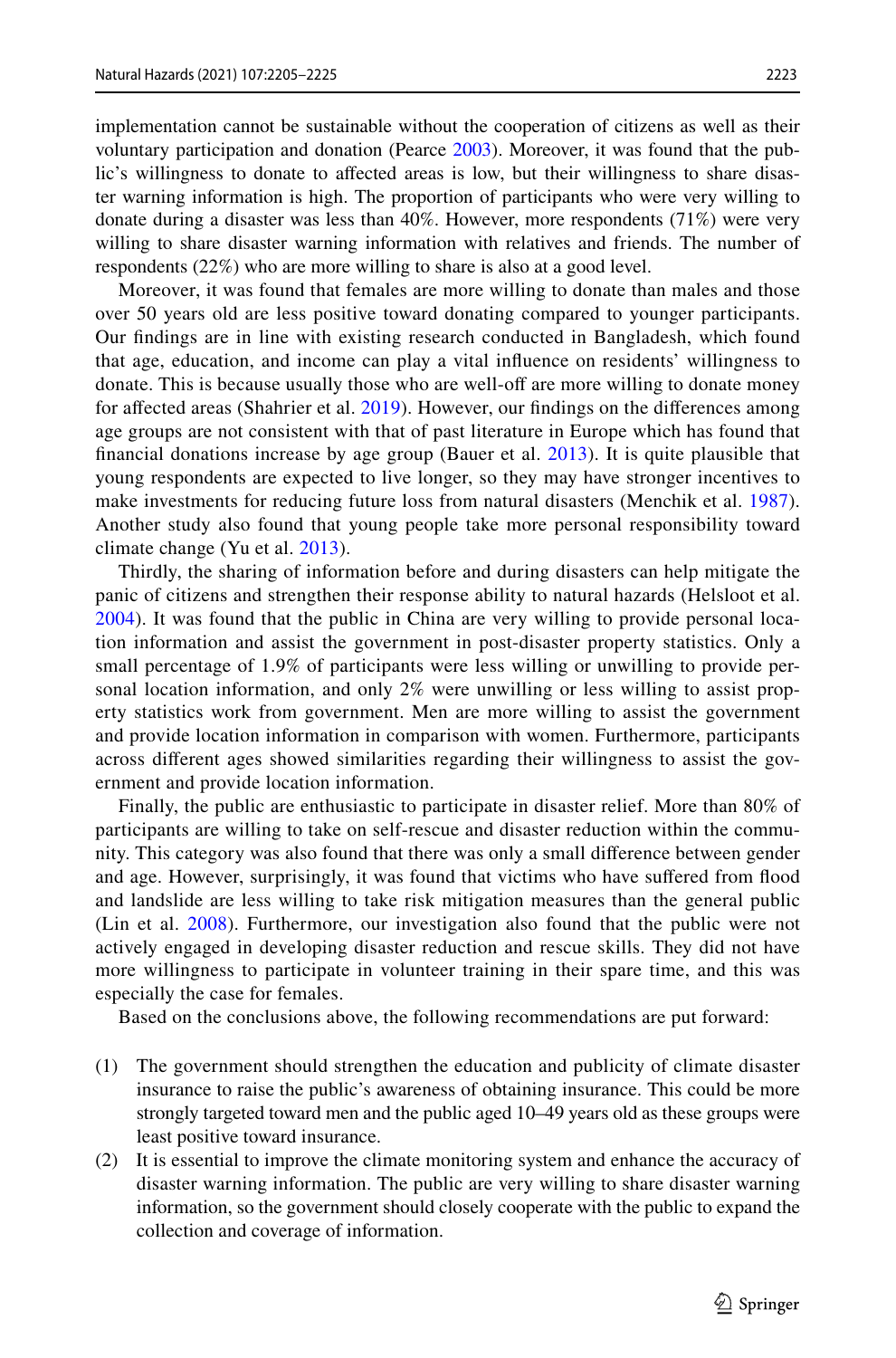implementation cannot be sustainable without the cooperation of citizens as well as their voluntary participation and donation (Pearce 2003). Moreover, it was found that the public's willingness to donate to affected areas is low, but their willingness to share disaster warning information is high. The proportion of participants who were very willing to donate during a disaster was less than 40%. However, more respondents (71%) were very willing to share disaster warning information with relatives and friends. The number of respondents (22%) who are more willing to share is also at a good level.

Moreover, it was found that females are more willing to donate than males and those over 50 years old are less positive toward donating compared to younger participants. Our findings are in line with existing research conducted in Bangladesh, which found that age, education, and income can play a vital influence on residents' willingness to donate. This is because usually those who are well-off are more willing to donate money for affected areas (Shahrier et al. 2019). However, our findings on the differences among age groups are not consistent with that of past literature in Europe which has found that financial donations increase by age group (Bauer et al. 2013). It is quite plausible that young respondents are expected to live longer, so they may have stronger incentives to make investments for reducing future loss from natural disasters (Menchik et al. 1987). Another study also found that young people take more personal responsibility toward climate change (Yu et al. 2013).

Thirdly, the sharing of information before and during disasters can help mitigate the panic of citizens and strengthen their response ability to natural hazards (Helsloot et al. 2004). It was found that the public in China are very willing to provide personal location information and assist the government in post-disaster property statistics. Only a small percentage of 1.9% of participants were less willing or unwilling to provide personal location information, and only 2% were unwilling or less willing to assist property statistics work from government. Men are more willing to assist the government and provide location information in comparison with women. Furthermore, participants across different ages showed similarities regarding their willingness to assist the government and provide location information.

Finally, the public are enthusiastic to participate in disaster relief. More than 80% of participants are willing to take on self-rescue and disaster reduction within the community. This category was also found that there was only a small difference between gender and age. However, surprisingly, it was found that victims who have suffered from flood and landslide are less willing to take risk mitigation measures than the general public (Lin et al. 2008). Furthermore, our investigation also found that the public were not actively engaged in developing disaster reduction and rescue skills. They did not have more willingness to participate in volunteer training in their spare time, and this was especially the case for females.

Based on the conclusions above, the following recommendations are put forward:

(1) The government should strengthen the education and publicity of climate disaster insurance to raise the public's awareness of obtaining insurance. This could be more strongly targeted toward men and the public aged 10–49 years old as these groups were least positive toward insurance.
(2) It is essential to improve the climate monitoring system and enhance the accuracy of disaster warning information. The public are very willing to share disaster warning information, so the government should closely cooperate with the public to expand the collection and coverage of information.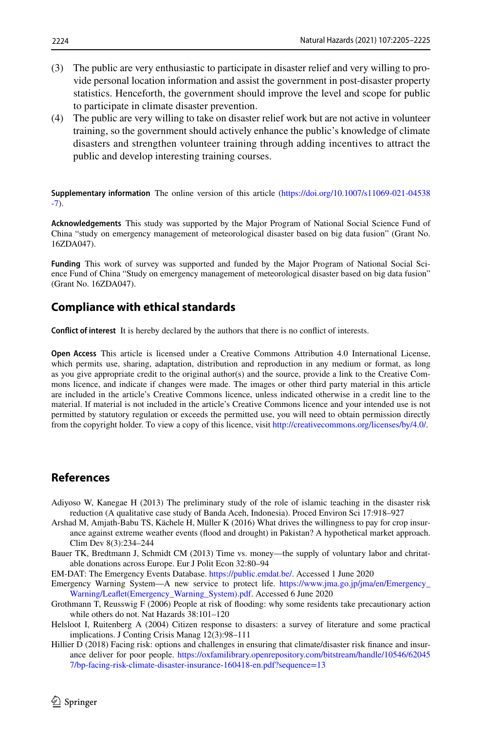(3) The public are very enthusiastic to participate in disaster relief and very willing to provide personal location information and assist the government in post-disaster property statistics. Henceforth, the government should improve the level and scope for public to participate in climate disaster prevention.

(4) The public are very willing to take on disaster relief work but are not active in volunteer training, so the government should actively enhance the public's knowledge of climate disasters and strengthen volunteer training through adding incentives to attract the public and develop interesting training courses.

**Supplementary information** The online version of this article (https://doi.org/10.1007/s11069-021-04538-7).

**Acknowledgements** This study was supported by the Major Program of National Social Science Fund of China "study on emergency management of meteorological disaster based on big data fusion" (Grant No. 16ZDA047).

**Funding** This work of survey was supported and funded by the Major Program of National Social Science Fund of China "Study on emergency management of meteorological disaster based on big data fusion" (Grant No. 16ZDA047).

## Compliance with ethical standards

**Conflict of interest** It is hereby declared by the authors that there is no conflict of interests.

**Open Access** This article is licensed under a Creative Commons Attribution 4.0 International License, which permits use, sharing, adaptation, distribution and reproduction in any medium or format, as long as you give appropriate credit to the original author(s) and the source, provide a link to the Creative Commons licence, and indicate if changes were made. The images or other third party material in this article are included in the article's Creative Commons licence, unless indicated otherwise in a credit line to the material. If material is not included in the article's Creative Commons licence and your intended use is not permitted by statutory regulation or exceeds the permitted use, you will need to obtain permission directly from the copyright holder. To view a copy of this licence, visit http://creativecommons.org/licenses/by/4.0/.

## References

Adiyoso W, Kanegae H (2013) The preliminary study of the role of islamic teaching in the disaster risk reduction (A qualitative case study of Banda Aceh, Indonesia). Proced Environ Sci 17:918–927

Arshad M, Amjath-Babu TS, Kächele H, Müller K (2016) What drives the willingness to pay for crop insurance against extreme weather events (flood and drought) in Pakistan? A hypothetical market approach. Clim Dev 8(3):234–244

Bauer TK, Bredtmann J, Schmidt CM (2013) Time vs. money—the supply of voluntary labor and chritatable donations across Europe. Eur J Polit Econ 32:80–94

EM-DAT: The Emergency Events Database. https://public.emdat.be/. Accessed 1 June 2020

Emergency Warning System—A new service to protect life. https://www.jma.go.jp/jma/en/Emergency_Warning/Leaflet(Emergency_Warning_System).pdf. Accessed 6 June 2020

Grothmann T, Reusswig F (2006) People at risk of flooding: why some residents take precautionary action while others do not. Nat Hazards 38:101–120

Helsloot I, Ruitenberg A (2004) Citizen response to disasters: a survey of literature and some practical implications. J Conting Crisis Manag 12(3):98–111

Hillier D (2018) Facing risk: options and challenges in ensuring that climate/disaster risk finance and insurance deliver for poor people. https://oxfamilibrary.openrepository.com/bitstream/handle/10546/620457/bp-facing-risk-climate-disaster-insurance-160418-en.pdf?sequence=13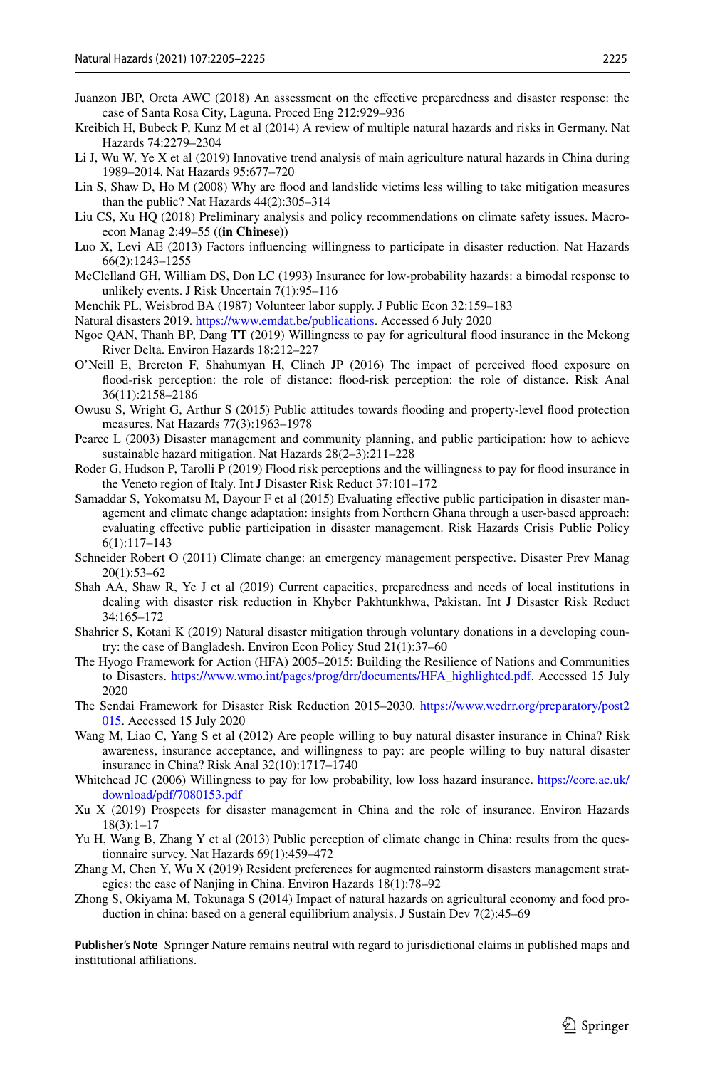Juanzon JBP, Oreta AWC (2018) An assessment on the effective preparedness and disaster response: the case of Santa Rosa City, Laguna. Proced Eng 212:929–936

Kreibich H, Bubeck P, Kunz M et al (2014) A review of multiple natural hazards and risks in Germany. Nat Hazards 74:2279–2304

Li J, Wu W, Ye X et al (2019) Innovative trend analysis of main agriculture natural hazards in China during 1989–2014. Nat Hazards 95:677–720

Lin S, Shaw D, Ho M (2008) Why are flood and landslide victims less willing to take mitigation measures than the public? Nat Hazards 44(2):305–314

Liu CS, Xu HQ (2018) Preliminary analysis and policy recommendations on climate safety issues. Macroecon Manag 2:49–55 ((**in Chinese**))

Luo X, Levi AE (2013) Factors influencing willingness to participate in disaster reduction. Nat Hazards 66(2):1243–1255

McClelland GH, William DS, Don LC (1993) Insurance for low-probability hazards: a bimodal response to unlikely events. J Risk Uncertain 7(1):95–116

Menchik PL, Weisbrod BA (1987) Volunteer labor supply. J Public Econ 32:159–183

Natural disasters 2019. https://www.emdat.be/publications. Accessed 6 July 2020

Ngoc QAN, Thanh BP, Dang TT (2019) Willingness to pay for agricultural flood insurance in the Mekong River Delta. Environ Hazards 18:212–227

O'Neill E, Brereton F, Shahumyan H, Clinch JP (2016) The impact of perceived flood exposure on flood-risk perception: the role of distance: flood-risk perception: the role of distance. Risk Anal 36(11):2158–2186

Owusu S, Wright G, Arthur S (2015) Public attitudes towards flooding and property-level flood protection measures. Nat Hazards 77(3):1963–1978

Pearce L (2003) Disaster management and community planning, and public participation: how to achieve sustainable hazard mitigation. Nat Hazards 28(2–3):211–228

Roder G, Hudson P, Tarolli P (2019) Flood risk perceptions and the willingness to pay for flood insurance in the Veneto region of Italy. Int J Disaster Risk Reduct 37:101–172

Samaddar S, Yokomatsu M, Dayour F et al (2015) Evaluating effective public participation in disaster management and climate change adaptation: insights from Northern Ghana through a user-based approach: evaluating effective public participation in disaster management. Risk Hazards Crisis Public Policy 6(1):117–143

Schneider Robert O (2011) Climate change: an emergency management perspective. Disaster Prev Manag 20(1):53–62

Shah AA, Shaw R, Ye J et al (2019) Current capacities, preparedness and needs of local institutions in dealing with disaster risk reduction in Khyber Pakhtunkhwa, Pakistan. Int J Disaster Risk Reduct 34:165–172

Shahrier S, Kotani K (2019) Natural disaster mitigation through voluntary donations in a developing country: the case of Bangladesh. Environ Econ Policy Stud 21(1):37–60

The Hyogo Framework for Action (HFA) 2005–2015: Building the Resilience of Nations and Communities to Disasters. https://www.wmo.int/pages/prog/drr/documents/HFA_highlighted.pdf. Accessed 15 July 2020

The Sendai Framework for Disaster Risk Reduction 2015–2030. https://www.wcdrr.org/preparatory/post2015. Accessed 15 July 2020

Wang M, Liao C, Yang S et al (2012) Are people willing to buy natural disaster insurance in China? Risk awareness, insurance acceptance, and willingness to pay: are people willing to buy natural disaster insurance in China? Risk Anal 32(10):1717–1740

Whitehead JC (2006) Willingness to pay for low probability, low loss hazard insurance. https://core.ac.uk/download/pdf/7080153.pdf

Xu X (2019) Prospects for disaster management in China and the role of insurance. Environ Hazards 18(3):1–17

Yu H, Wang B, Zhang Y et al (2013) Public perception of climate change in China: results from the questionnaire survey. Nat Hazards 69(1):459–472

Zhang M, Chen Y, Wu X (2019) Resident preferences for augmented rainstorm disasters management strategies: the case of Nanjing in China. Environ Hazards 18(1):78–92

Zhong S, Okiyama M, Tokunaga S (2014) Impact of natural hazards on agricultural economy and food production in china: based on a general equilibrium analysis. J Sustain Dev 7(2):45–69

**Publisher's Note** Springer Nature remains neutral with regard to jurisdictional claims in published maps and institutional affiliations.